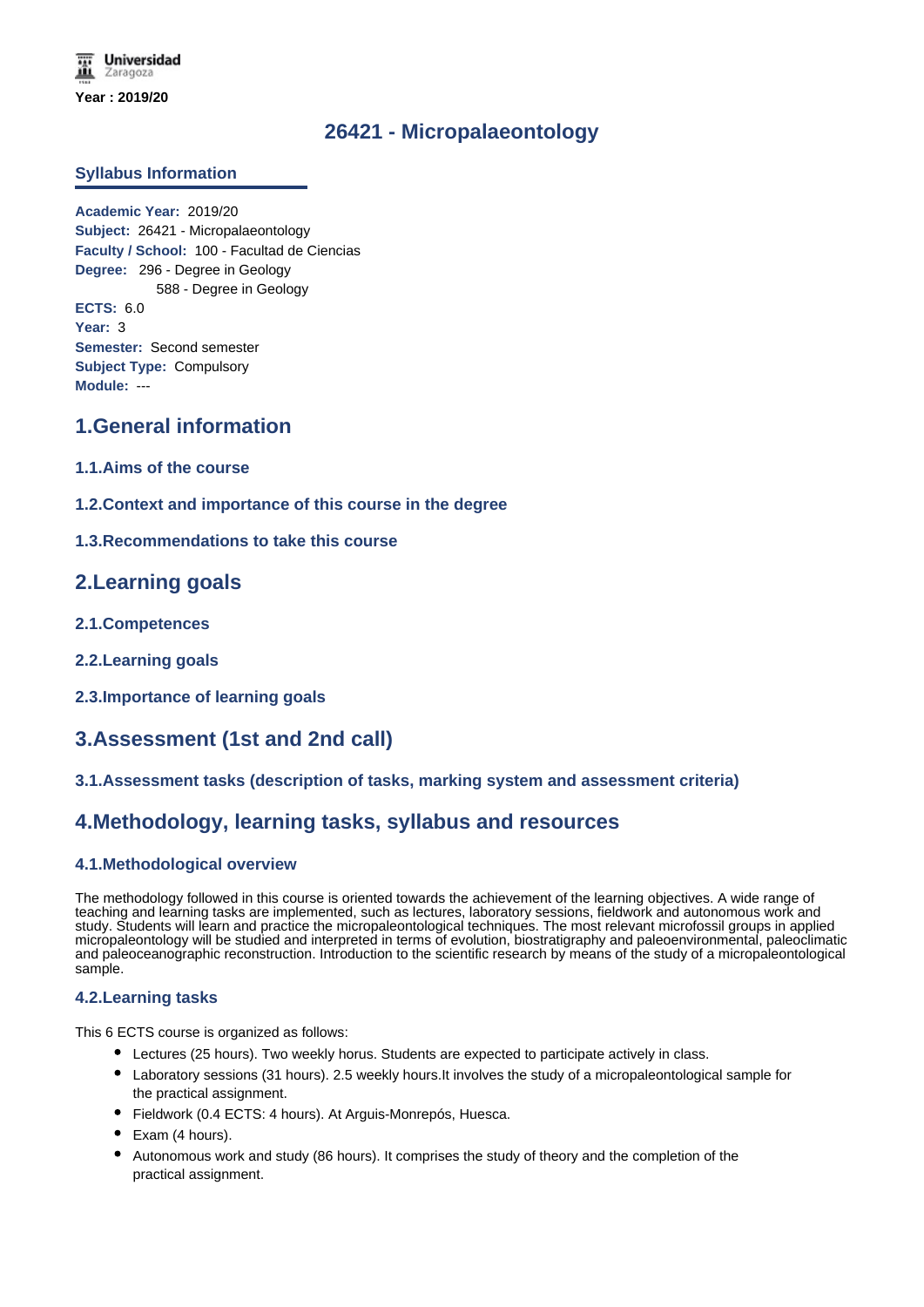Universidad Zaragoza

**Year : 2019/20**

# 26421 - Micropalaeontology

## Syllabus Information

**Academic Year:** 2019/20
**Subject:** 26421 - Micropalaeontology
**Faculty / School:** 100 - Facultad de Ciencias
**Degree:** 296 - Degree in Geology
588 - Degree in Geology
**ECTS:** 6.0
**Year:** 3
**Semester:** Second semester
**Subject Type:** Compulsory
**Module:** ---

## 1.General information

### 1.1.Aims of the course

### 1.2.Context and importance of this course in the degree

### 1.3.Recommendations to take this course

## 2.Learning goals

### 2.1.Competences

### 2.2.Learning goals

### 2.3.Importance of learning goals

## 3.Assessment (1st and 2nd call)

### 3.1.Assessment tasks (description of tasks, marking system and assessment criteria)

## 4.Methodology, learning tasks, syllabus and resources

### 4.1.Methodological overview

The methodology followed in this course is oriented towards the achievement of the learning objectives. A wide range of teaching and learning tasks are implemented, such as lectures, laboratory sessions, fieldwork and autonomous work and study. Students will learn and practice the micropaleontological techniques. The most relevant microfossil groups in applied micropaleontology will be studied and interpreted in terms of evolution, biostratigraphy and paleoenvironmental, paleoclimatic and paleoceanographic reconstruction. Introduction to the scientific research by means of the study of a micropaleontological sample.

### 4.2.Learning tasks

This 6 ECTS course is organized as follows:

- Lectures (25 hours). Two weekly horus. Students are expected to participate actively in class.
- Laboratory sessions (31 hours). 2.5 weekly hours.It involves the study of a micropaleontological sample for the practical assignment.
- Fieldwork (0.4 ECTS: 4 hours). At Arguis-Monrepós, Huesca.
- Exam (4 hours).
- Autonomous work and study (86 hours). It comprises the study of theory and the completion of the practical assignment.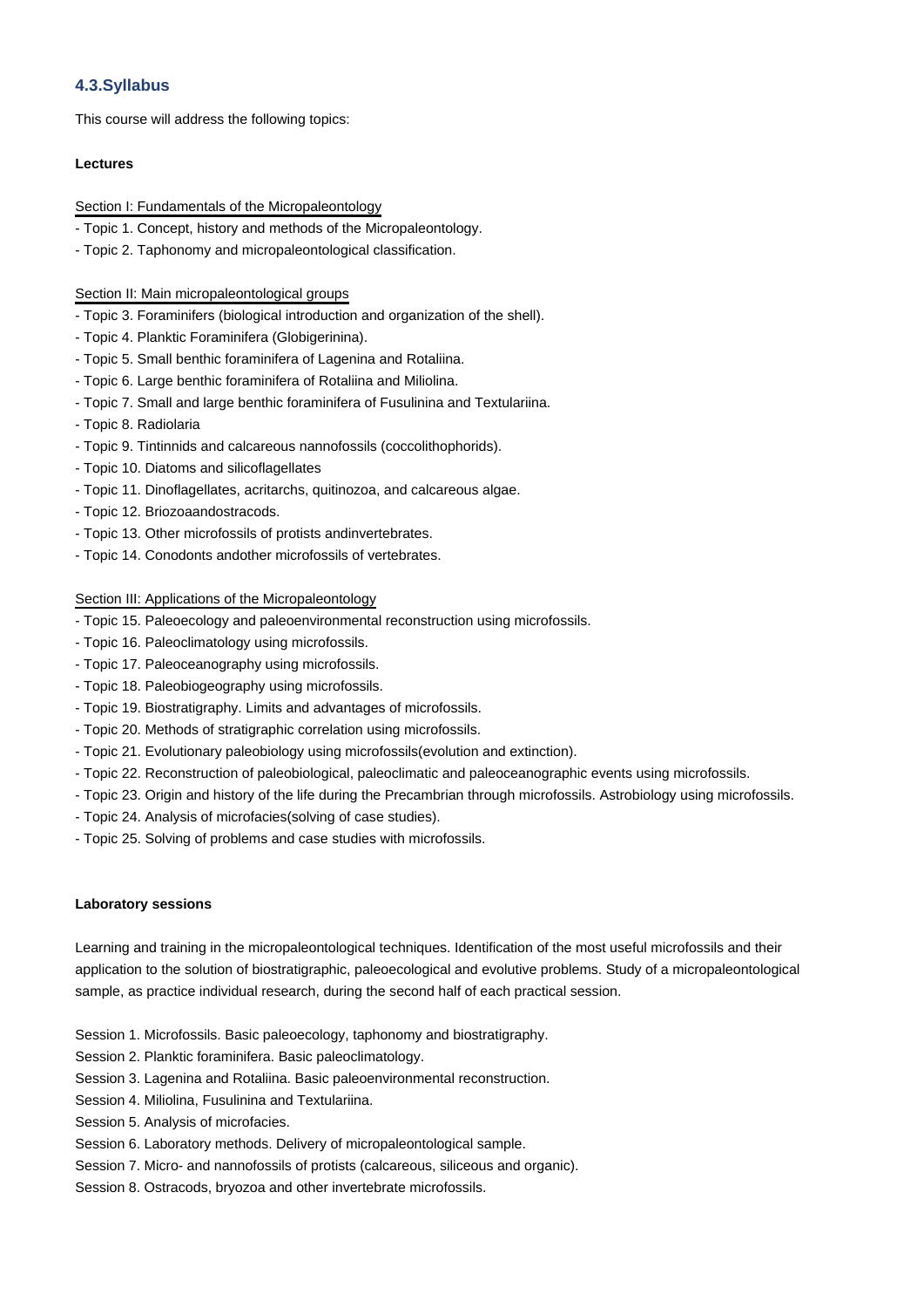### 4.3.Syllabus

This course will address the following topics:

**Lectures**

Section I: Fundamentals of the Micropaleontology

- Topic 1. Concept, history and methods of the Micropaleontology.
- Topic 2. Taphonomy and micropaleontological classification.

Section II: Main micropaleontological groups

- Topic 3. Foraminifers (biological introduction and organization of the shell).
- Topic 4. Planktic Foraminifera (Globigerinina).
- Topic 5. Small benthic foraminifera of Lagenina and Rotaliina.
- Topic 6. Large benthic foraminifera of Rotaliina and Miliolina.
- Topic 7. Small and large benthic foraminifera of Fusulinina and Textulariina.
- Topic 8. Radiolaria
- Topic 9. Tintinnids and calcareous nannofossils (coccolithophorids).
- Topic 10. Diatoms and silicoflagellates
- Topic 11. Dinoflagellates, acritarchs, quitinozoa, and calcareous algae.
- Topic 12. Briozoaandostracods.
- Topic 13. Other microfossils of protists andinvertebrates.
- Topic 14. Conodonts andother microfossils of vertebrates.

Section III: Applications of the Micropaleontology

- Topic 15. Paleoecology and paleoenvironmental reconstruction using microfossils.
- Topic 16. Paleoclimatology using microfossils.
- Topic 17. Paleoceanography using microfossils.
- Topic 18. Paleobiogeography using microfossils.
- Topic 19. Biostratigraphy. Limits and advantages of microfossils.
- Topic 20. Methods of stratigraphic correlation using microfossils.
- Topic 21. Evolutionary paleobiology using microfossils(evolution and extinction).
- Topic 22. Reconstruction of paleobiological, paleoclimatic and paleoceanographic events using microfossils.
- Topic 23. Origin and history of the life during the Precambrian through microfossils. Astrobiology using microfossils.
- Topic 24. Analysis of microfacies(solving of case studies).
- Topic 25. Solving of problems and case studies with microfossils.

**Laboratory sessions**

Learning and training in the micropaleontological techniques. Identification of the most useful microfossils and their application to the solution of biostratigraphic, paleoecological and evolutive problems. Study of a micropaleontological sample, as practice individual research, during the second half of each practical session.

Session 1. Microfossils. Basic paleoecology, taphonomy and biostratigraphy.
Session 2. Planktic foraminifera. Basic paleoclimatology.
Session 3. Lagenina and Rotaliina. Basic paleoenvironmental reconstruction.
Session 4. Miliolina, Fusulinina and Textulariina.
Session 5. Analysis of microfacies.
Session 6. Laboratory methods. Delivery of micropaleontological sample.
Session 7. Micro- and nannofossils of protists (calcareous, siliceous and organic).
Session 8. Ostracods, bryozoa and other invertebrate microfossils.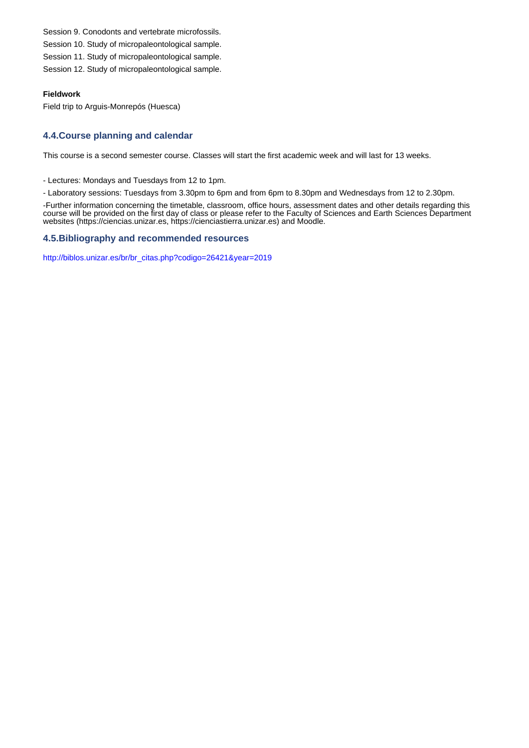Session 9. Conodonts and vertebrate microfossils.

Session 10. Study of micropaleontological sample.

Session 11. Study of micropaleontological sample.

Session 12. Study of micropaleontological sample.

**Fieldwork**

Field trip to Arguis-Monrepós (Huesca)

## 4.4.Course planning and calendar

This course is a second semester course. Classes will start the first academic week and will last for 13 weeks.

- Lectures: Mondays and Tuesdays from 12 to 1pm.

- Laboratory sessions: Tuesdays from 3.30pm to 6pm and from 6pm to 8.30pm and Wednesdays from 12 to 2.30pm.

-Further information concerning the timetable, classroom, office hours, assessment dates and other details regarding this course will be provided on the first day of class or please refer to the Faculty of Sciences and Earth Sciences Department websites (https://ciencias.unizar.es, https://cienciastierra.unizar.es) and Moodle.

## 4.5.Bibliography and recommended resources

http://biblos.unizar.es/br/br_citas.php?codigo=26421&year=2019